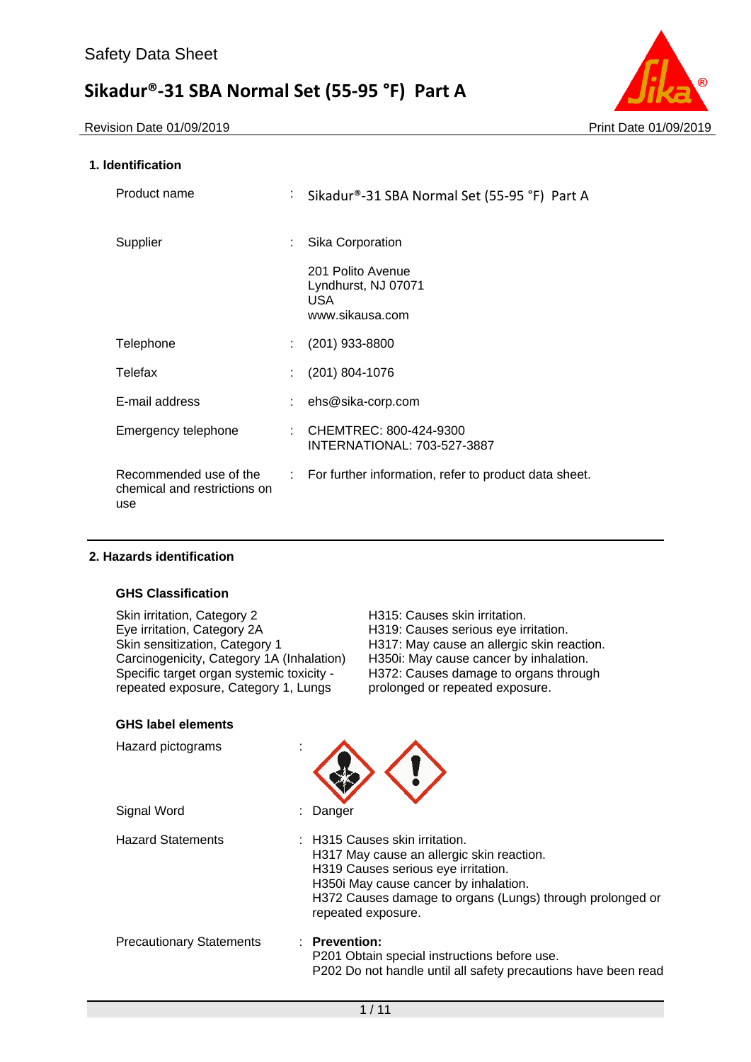Safety Data Sheet

# Sikadur®-31 SBA Normal Set (55-95 °F) Part A

Revision Date 01/09/2019 | Print Date 01/09/2019

## 1. Identification

| | | |
|---|---|---|
| Product name | : | Sikadur®-31 SBA Normal Set (55-95 °F) Part A |
| Supplier | : | Sika Corporation<br>201 Polito Avenue<br>Lyndhurst, NJ 07071<br>USA<br>www.sikausa.com |
| Telephone | : | (201) 933-8800 |
| Telefax | : | (201) 804-1076 |
| E-mail address | : | ehs@sika-corp.com |
| Emergency telephone | : | CHEMTREC: 800-424-9300<br>INTERNATIONAL: 703-527-3887 |
| Recommended use of the chemical and restrictions on use | : | For further information, refer to product data sheet. |

## 2. Hazards identification

### GHS Classification

| | |
|---|---|
| Skin irritation, Category 2 | H315: Causes skin irritation. |
| Eye irritation, Category 2A | H319: Causes serious eye irritation. |
| Skin sensitization, Category 1 | H317: May cause an allergic skin reaction. |
| Carcinogenicity, Category 1A (Inhalation) | H350i: May cause cancer by inhalation. |
| Specific target organ systemic toxicity - repeated exposure, Category 1, Lungs | H372: Causes damage to organs through prolonged or repeated exposure. |

### GHS label elements

Hazard pictograms :

Signal Word : Danger

Hazard Statements :
H315 Causes skin irritation.
H317 May cause an allergic skin reaction.
H319 Causes serious eye irritation.
H350i May cause cancer by inhalation.
H372 Causes damage to organs (Lungs) through prolonged or repeated exposure.

Precautionary Statements :
**Prevention:**
P201 Obtain special instructions before use.
P202 Do not handle until all safety precautions have been read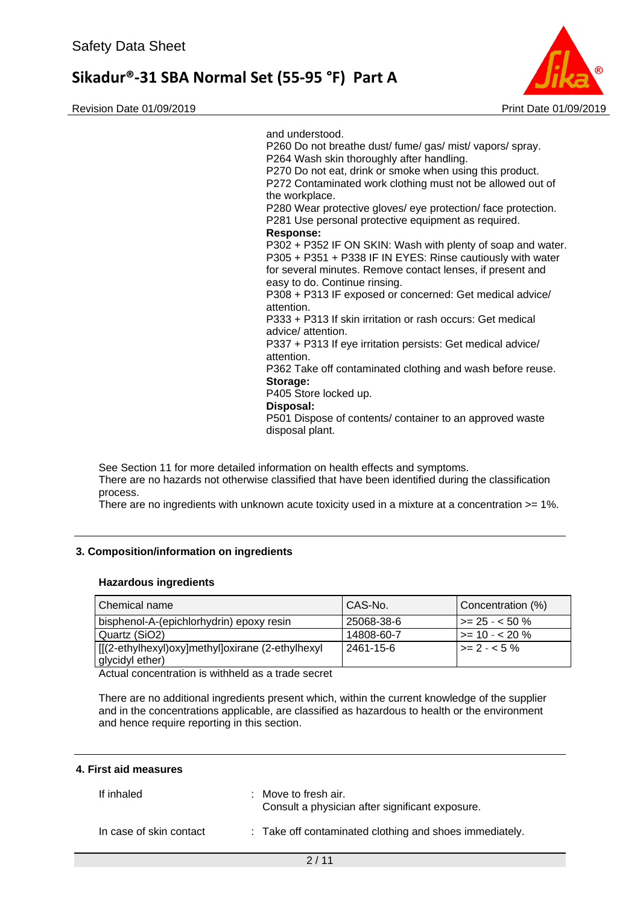and understood.
P260 Do not breathe dust/ fume/ gas/ mist/ vapors/ spray.
P264 Wash skin thoroughly after handling.
P270 Do not eat, drink or smoke when using this product.
P272 Contaminated work clothing must not be allowed out of the workplace.
P280 Wear protective gloves/ eye protection/ face protection.
P281 Use personal protective equipment as required.

**Response:**

P302 + P352 IF ON SKIN: Wash with plenty of soap and water.
P305 + P351 + P338 IF IN EYES: Rinse cautiously with water for several minutes. Remove contact lenses, if present and easy to do. Continue rinsing.
P308 + P313 IF exposed or concerned: Get medical advice/ attention.
P333 + P313 If skin irritation or rash occurs: Get medical advice/ attention.
P337 + P313 If eye irritation persists: Get medical advice/ attention.
P362 Take off contaminated clothing and wash before reuse.

**Storage:**

P405 Store locked up.

**Disposal:**

P501 Dispose of contents/ container to an approved waste disposal plant.

See Section 11 for more detailed information on health effects and symptoms.
There are no hazards not otherwise classified that have been identified during the classification process.
There are no ingredients with unknown acute toxicity used in a mixture at a concentration >= 1%.

## 3. Composition/information on ingredients

### Hazardous ingredients

| Chemical name | CAS-No. | Concentration (%) |
|---|---|---|
| bisphenol-A-(epichlorhydrin) epoxy resin | 25068-38-6 | >= 25 - < 50 % |
| Quartz (SiO2) | 14808-60-7 | >= 10 - < 20 % |
| [[(2-ethylhexyl)oxy]methyl]oxirane (2-ethylhexyl glycidyl ether) | 2461-15-6 | >= 2 - < 5 % |

Actual concentration is withheld as a trade secret

There are no additional ingredients present which, within the current knowledge of the supplier and in the concentrations applicable, are classified as hazardous to health or the environment and hence require reporting in this section.

## 4. First aid measures

If inhaled : Move to fresh air.
Consult a physician after significant exposure.

In case of skin contact : Take off contaminated clothing and shoes immediately.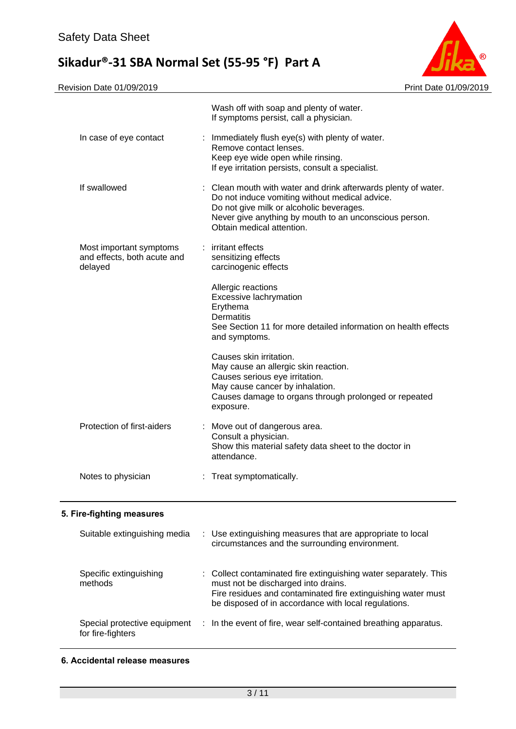Wash off with soap and plenty of water.
If symptoms persist, call a physician.

| | | |
|---|---|---|
| In case of eye contact | : | Immediately flush eye(s) with plenty of water.<br>Remove contact lenses.<br>Keep eye wide open while rinsing.<br>If eye irritation persists, consult a specialist. |
| If swallowed | : | Clean mouth with water and drink afterwards plenty of water.<br>Do not induce vomiting without medical advice.<br>Do not give milk or alcoholic beverages.<br>Never give anything by mouth to an unconscious person.<br>Obtain medical attention. |
| Most important symptoms and effects, both acute and delayed | : | irritant effects<br>sensitizing effects<br>carcinogenic effects<br><br>Allergic reactions<br>Excessive lachrymation<br>Erythema<br>Dermatitis<br>See Section 11 for more detailed information on health effects and symptoms.<br><br>Causes skin irritation.<br>May cause an allergic skin reaction.<br>Causes serious eye irritation.<br>May cause cancer by inhalation.<br>Causes damage to organs through prolonged or repeated exposure. |
| Protection of first-aiders | : | Move out of dangerous area.<br>Consult a physician.<br>Show this material safety data sheet to the doctor in attendance. |
| Notes to physician | : | Treat symptomatically. |

## 5. Fire-fighting measures

| | | |
|---|---|---|
| Suitable extinguishing media | : | Use extinguishing measures that are appropriate to local circumstances and the surrounding environment. |
| Specific extinguishing methods | : | Collect contaminated fire extinguishing water separately. This must not be discharged into drains.<br>Fire residues and contaminated fire extinguishing water must be disposed of in accordance with local regulations. |
| Special protective equipment for fire-fighters | : | In the event of fire, wear self-contained breathing apparatus. |

## 6. Accidental release measures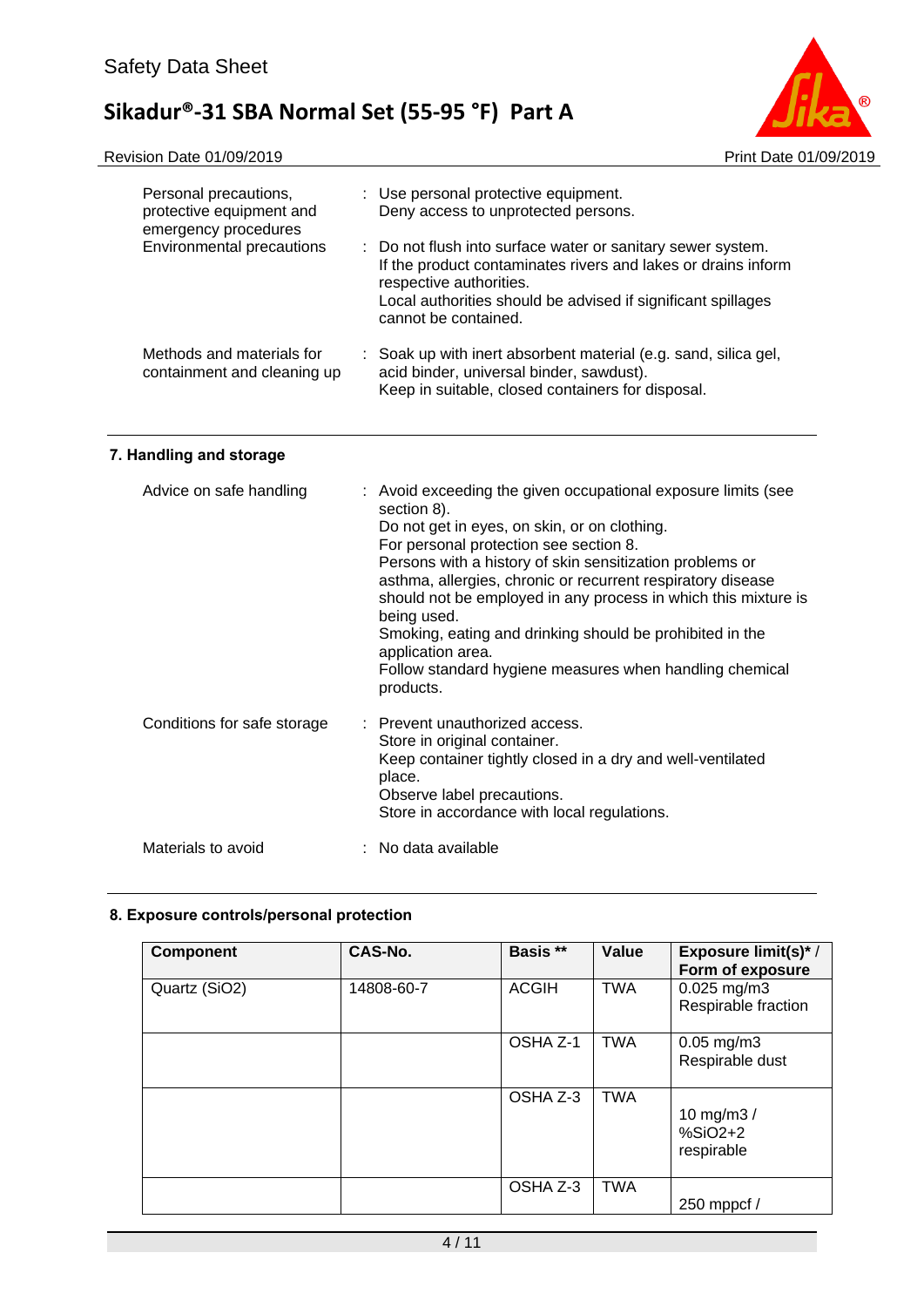| | |
|---|---|
| Personal precautions, protective equipment and emergency procedures | : Use personal protective equipment.<br>Deny access to unprotected persons. |
| Environmental precautions | : Do not flush into surface water or sanitary sewer system.<br>If the product contaminates rivers and lakes or drains inform respective authorities.<br>Local authorities should be advised if significant spillages cannot be contained. |
| Methods and materials for containment and cleaning up | : Soak up with inert absorbent material (e.g. sand, silica gel, acid binder, universal binder, sawdust).<br>Keep in suitable, closed containers for disposal. |

## 7. Handling and storage

| | |
|---|---|
| Advice on safe handling | : Avoid exceeding the given occupational exposure limits (see section 8).<br>Do not get in eyes, on skin, or on clothing.<br>For personal protection see section 8.<br>Persons with a history of skin sensitization problems or asthma, allergies, chronic or recurrent respiratory disease should not be employed in any process in which this mixture is being used.<br>Smoking, eating and drinking should be prohibited in the application area.<br>Follow standard hygiene measures when handling chemical products. |
| Conditions for safe storage | : Prevent unauthorized access.<br>Store in original container.<br>Keep container tightly closed in a dry and well-ventilated place.<br>Observe label precautions.<br>Store in accordance with local regulations. |
| Materials to avoid | : No data available |

## 8. Exposure controls/personal protection

| Component | CAS-No. | Basis ** | Value | Exposure limit(s)* / Form of exposure |
|---|---|---|---|---|
| Quartz ($SiO_2$) | 14808-60-7 | ACGIH | TWA | 0.025 mg/m3<br>Respirable fraction |
| | | OSHA Z-1 | TWA | 0.05 mg/m3<br>Respirable dust |
| | | OSHA Z-3 | TWA | 10 mg/m3 / %SiO2+2<br>respirable |
| | | OSHA Z-3 | TWA | 250 mppcf / |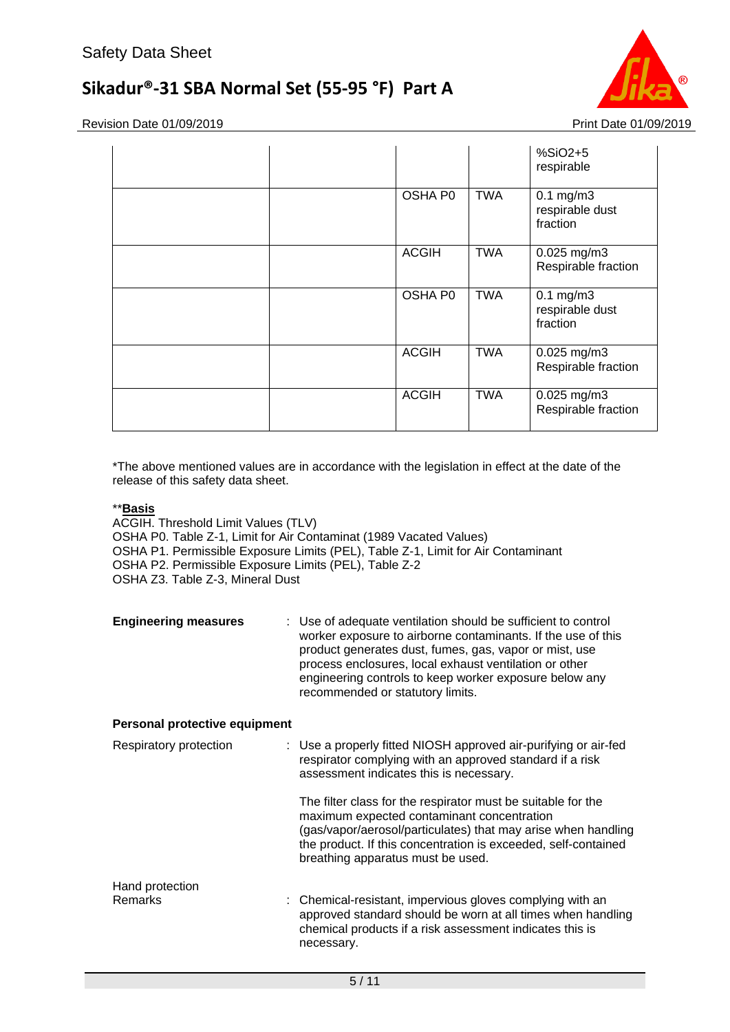| | | | | |
|---|---|---|---|---|
| | | | | %SiO2+5 respirable |
| | | OSHA P0 | TWA | 0.1 mg/m3 respirable dust fraction |
| | | ACGIH | TWA | 0.025 mg/m3 Respirable fraction |
| | | OSHA P0 | TWA | 0.1 mg/m3 respirable dust fraction |
| | | ACGIH | TWA | 0.025 mg/m3 Respirable fraction |
| | | ACGIH | TWA | 0.025 mg/m3 Respirable fraction |

*The above mentioned values are in accordance with the legislation in effect at the date of the release of this safety data sheet.

****Basis**

ACGIH. Threshold Limit Values (TLV)
OSHA P0. Table Z-1, Limit for Air Contaminat (1989 Vacated Values)
OSHA P1. Permissible Exposure Limits (PEL), Table Z-1, Limit for Air Contaminant
OSHA P2. Permissible Exposure Limits (PEL), Table Z-2
OSHA Z3. Table Z-3, Mineral Dust

**Engineering measures** : Use of adequate ventilation should be sufficient to control worker exposure to airborne contaminants. If the use of this product generates dust, fumes, gas, vapor or mist, use process enclosures, local exhaust ventilation or other engineering controls to keep worker exposure below any recommended or statutory limits.

**Personal protective equipment**

Respiratory protection : Use a properly fitted NIOSH approved air-purifying or air-fed respirator complying with an approved standard if a risk assessment indicates this is necessary.

The filter class for the respirator must be suitable for the maximum expected contaminant concentration (gas/vapor/aerosol/particulates) that may arise when handling the product. If this concentration is exceeded, self-contained breathing apparatus must be used.

Hand protection
Remarks : Chemical-resistant, impervious gloves complying with an approved standard should be worn at all times when handling chemical products if a risk assessment indicates this is necessary.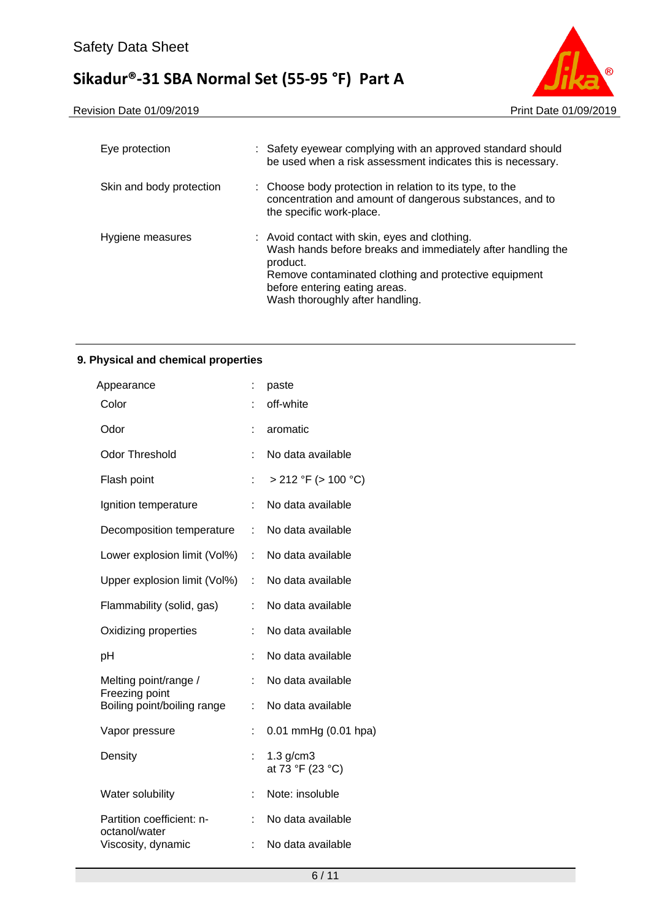| | | |
|---|---|---|
| Eye protection | : | Safety eyewear complying with an approved standard should be used when a risk assessment indicates this is necessary. |
| Skin and body protection | : | Choose body protection in relation to its type, to the concentration and amount of dangerous substances, and to the specific work-place. |
| Hygiene measures | : | Avoid contact with skin, eyes and clothing.<br>Wash hands before breaks and immediately after handling the product.<br>Remove contaminated clothing and protective equipment before entering eating areas.<br>Wash thoroughly after handling. |

## 9. Physical and chemical properties

| | | |
|---|---|---|
| Appearance | : | paste |
| Color | : | off-white |
| Odor | : | aromatic |
| Odor Threshold | : | No data available |
| Flash point | : | > 212 °F (> 100 °C) |
| Ignition temperature | : | No data available |
| Decomposition temperature | : | No data available |
| Lower explosion limit (Vol%) | : | No data available |
| Upper explosion limit (Vol%) | : | No data available |
| Flammability (solid, gas) | : | No data available |
| Oxidizing properties | : | No data available |
| pH | : | No data available |
| Melting point/range / Freezing point | : | No data available |
| Boiling point/boiling range | : | No data available |
| Vapor pressure | : | 0.01 mmHg (0.01 hpa) |
| Density | : | 1.3 g/cm3<br>at 73 °F (23 °C) |
| Water solubility | : | Note: insoluble |
| Partition coefficient: n-octanol/water | : | No data available |
| Viscosity, dynamic | : | No data available |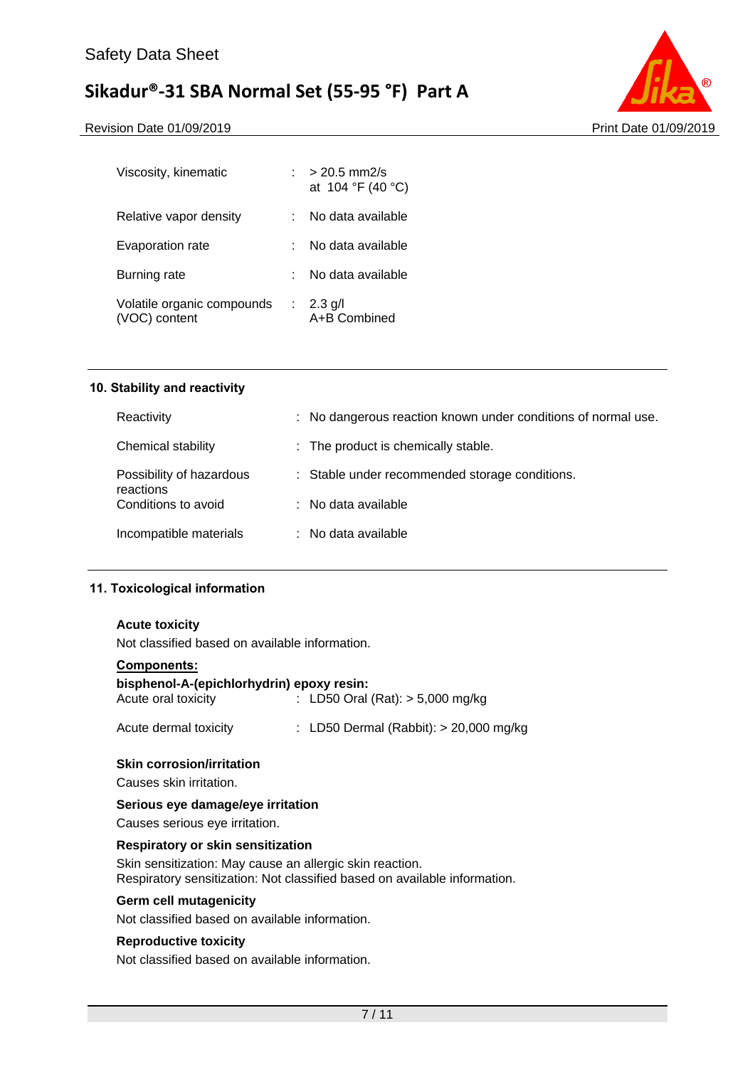| | |
|---|---|
| Viscosity, kinematic | : > 20.5 mm2/s<br>at 104 °F (40 °C) |
| Relative vapor density | : No data available |
| Evaporation rate | : No data available |
| Burning rate | : No data available |
| Volatile organic compounds (VOC) content | : 2.3 g/l<br>A+B Combined |

## 10. Stability and reactivity

| | |
|---|---|
| Reactivity | : No dangerous reaction known under conditions of normal use. |
| Chemical stability | : The product is chemically stable. |
| Possibility of hazardous reactions | : Stable under recommended storage conditions. |
| Conditions to avoid | : No data available |
| Incompatible materials | : No data available |

## 11. Toxicological information

**Acute toxicity**

Not classified based on available information.

**Components:**

**bisphenol-A-(epichlorhydrin) epoxy resin:**

| | |
|---|---|
| Acute oral toxicity | : LD50 Oral (Rat): > 5,000 mg/kg |
| Acute dermal toxicity | : LD50 Dermal (Rabbit): > 20,000 mg/kg |

**Skin corrosion/irritation**

Causes skin irritation.

**Serious eye damage/eye irritation**

Causes serious eye irritation.

**Respiratory or skin sensitization**

Skin sensitization: May cause an allergic skin reaction.
Respiratory sensitization: Not classified based on available information.

**Germ cell mutagenicity**

Not classified based on available information.

**Reproductive toxicity**

Not classified based on available information.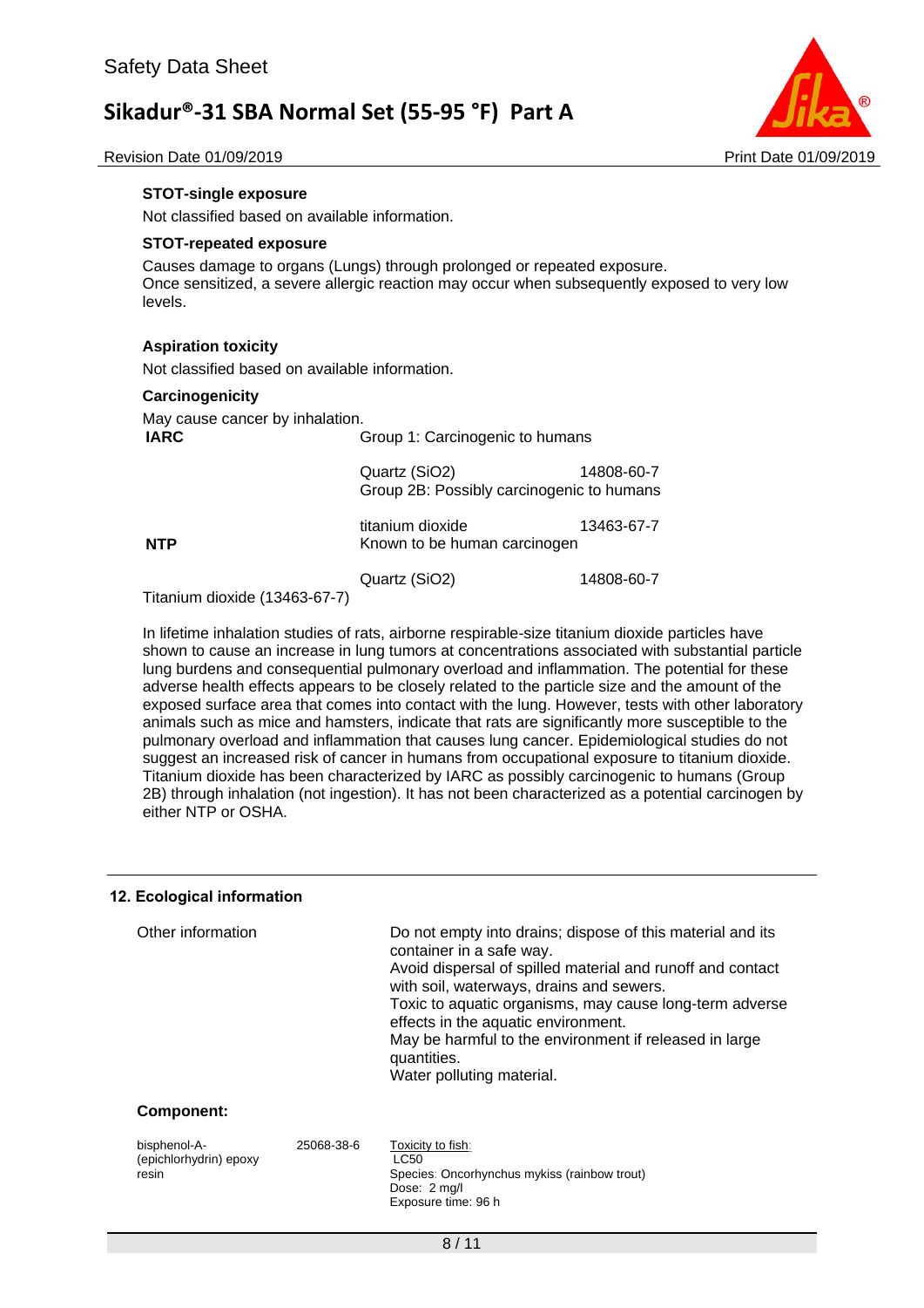**STOT-single exposure**

Not classified based on available information.

**STOT-repeated exposure**

Causes damage to organs (Lungs) through prolonged or repeated exposure.
Once sensitized, a severe allergic reaction may occur when subsequently exposed to very low levels.

**Aspiration toxicity**

Not classified based on available information.

**Carcinogenicity**

May cause cancer by inhalation.

| | | |
|---|---|---|
| **IARC** | Group 1: Carcinogenic to humans | |
| | Quartz ($SiO_2$) | 14808-60-7 |
| | Group 2B: Possibly carcinogenic to humans | |
| | titanium dioxide | 13463-67-7 |
| **NTP** | Known to be human carcinogen | |
| | Quartz ($SiO_2$) | 14808-60-7 |

Titanium dioxide (13463-67-7)

In lifetime inhalation studies of rats, airborne respirable-size titanium dioxide particles have shown to cause an increase in lung tumors at concentrations associated with substantial particle lung burdens and consequential pulmonary overload and inflammation. The potential for these adverse health effects appears to be closely related to the particle size and the amount of the exposed surface area that comes into contact with the lung. However, tests with other laboratory animals such as mice and hamsters, indicate that rats are significantly more susceptible to the pulmonary overload and inflammation that causes lung cancer. Epidemiological studies do not suggest an increased risk of cancer in humans from occupational exposure to titanium dioxide. Titanium dioxide has been characterized by IARC as possibly carcinogenic to humans (Group 2B) through inhalation (not ingestion). It has not been characterized as a potential carcinogen by either NTP or OSHA.

## 12. Ecological information

| | |
|---|---|
| Other information | Do not empty into drains; dispose of this material and its container in a safe way.<br>Avoid dispersal of spilled material and runoff and contact with soil, waterways, drains and sewers.<br>Toxic to aquatic organisms, may cause long-term adverse effects in the aquatic environment.<br>May be harmful to the environment if released in large quantities.<br>Water polluting material. |

**Component:**

| | | |
|---|---|---|
| bisphenol-A-(epichlorhydrin) epoxy resin | 25068-38-6 | Toxicity to fish:<br>LC50<br>Species: Oncorhynchus mykiss (rainbow trout)<br>Dose: 2 mg/l<br>Exposure time: 96 h |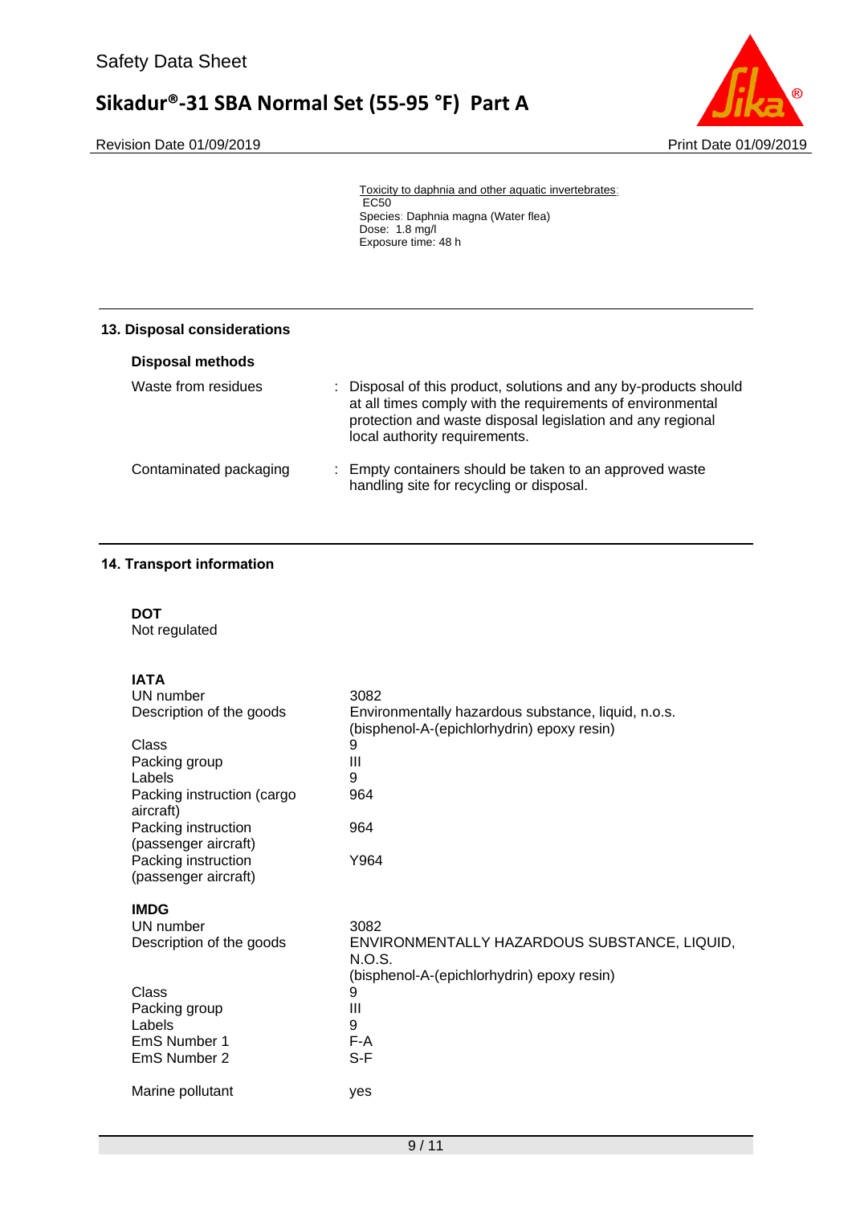Toxicity to daphnia and other aquatic invertebrates:
EC50
Species: Daphnia magna (Water flea)
Dose: 1.8 mg/l
Exposure time: 48 h

## 13. Disposal considerations

### Disposal methods

| | |
|---|---|
| Waste from residues | : Disposal of this product, solutions and any by-products should at all times comply with the requirements of environmental protection and waste disposal legislation and any regional local authority requirements. |
| Contaminated packaging | : Empty containers should be taken to an approved waste handling site for recycling or disposal. |

## 14. Transport information

**DOT**
Not regulated

**IATA**

| | |
|---|---|
| UN number | 3082 |
| Description of the goods | Environmentally hazardous substance, liquid, n.o.s. (bisphenol-A-(epichlorhydrin) epoxy resin) |
| Class | 9 |
| Packing group | III |
| Labels | 9 |
| Packing instruction (cargo aircraft) | 964 |
| Packing instruction (passenger aircraft) | 964 |
| Packing instruction (passenger aircraft) | Y964 |

**IMDG**

| | |
|---|---|
| UN number | 3082 |
| Description of the goods | ENVIRONMENTALLY HAZARDOUS SUBSTANCE, LIQUID, N.O.S. (bisphenol-A-(epichlorhydrin) epoxy resin) |
| Class | 9 |
| Packing group | III |
| Labels | 9 |
| EmS Number 1 | F-A |
| EmS Number 2 | S-F |
| Marine pollutant | yes |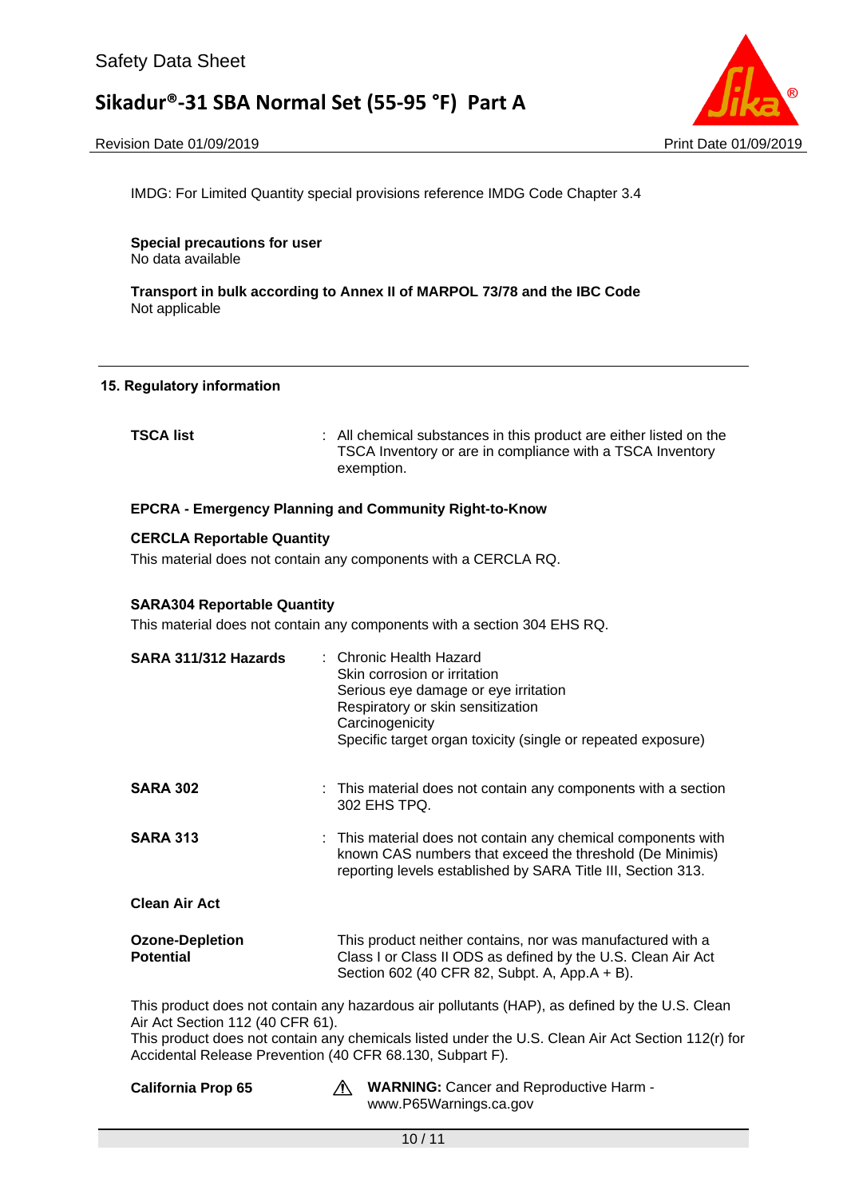IMDG: For Limited Quantity special provisions reference IMDG Code Chapter 3.4

**Special precautions for user**
No data available

**Transport in bulk according to Annex II of MARPOL 73/78 and the IBC Code**
Not applicable

## 15. Regulatory information

**TSCA list** : All chemical substances in this product are either listed on the TSCA Inventory or are in compliance with a TSCA Inventory exemption.

**EPCRA - Emergency Planning and Community Right-to-Know**

**CERCLA Reportable Quantity**
This material does not contain any components with a CERCLA RQ.

**SARA304 Reportable Quantity**
This material does not contain any components with a section 304 EHS RQ.

**SARA 311/312 Hazards** : Chronic Health Hazard
Skin corrosion or irritation
Serious eye damage or eye irritation
Respiratory or skin sensitization
Carcinogenicity
Specific target organ toxicity (single or repeated exposure)

**SARA 302** : This material does not contain any components with a section 302 EHS TPQ.

**SARA 313** : This material does not contain any chemical components with known CAS numbers that exceed the threshold (De Minimis) reporting levels established by SARA Title III, Section 313.

**Clean Air Act**

**Ozone-Depletion Potential** This product neither contains, nor was manufactured with a Class I or Class II ODS as defined by the U.S. Clean Air Act Section 602 (40 CFR 82, Subpt. A, App.A + B).

This product does not contain any hazardous air pollutants (HAP), as defined by the U.S. Clean Air Act Section 112 (40 CFR 61).
This product does not contain any chemicals listed under the U.S. Clean Air Act Section 112(r) for Accidental Release Prevention (40 CFR 68.130, Subpart F).

**California Prop 65** ⚠ **WARNING:** Cancer and Reproductive Harm - www.P65Warnings.ca.gov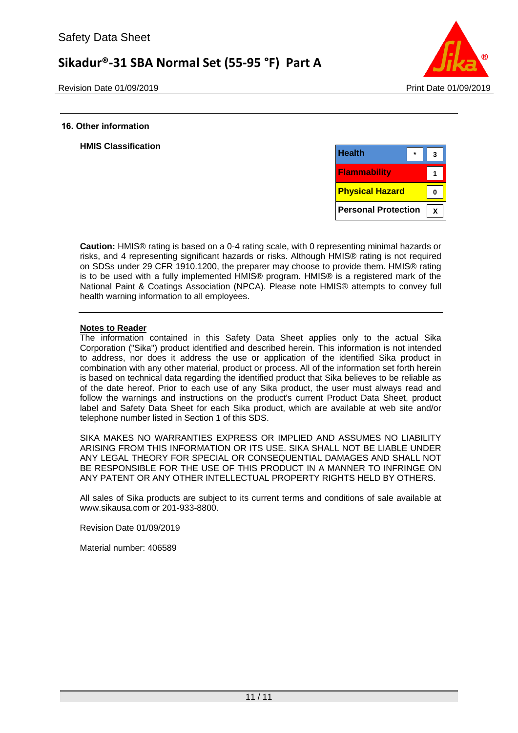## 16. Other information

**HMIS Classification**

| | | |
|---|---|---|
| Health | * | 3 |
| Flammability | | 1 |
| Physical Hazard | | 0 |
| Personal Protection | | X |

**Caution:** HMIS® rating is based on a 0-4 rating scale, with 0 representing minimal hazards or risks, and 4 representing significant hazards or risks. Although HMIS® rating is not required on SDSs under 29 CFR 1910.1200, the preparer may choose to provide them. HMIS® rating is to be used with a fully implemented HMIS® program. HMIS® is a registered mark of the National Paint & Coatings Association (NPCA). Please note HMIS® attempts to convey full health warning information to all employees.

---

**Notes to Reader**

The information contained in this Safety Data Sheet applies only to the actual Sika Corporation ("Sika") product identified and described herein. This information is not intended to address, nor does it address the use or application of the identified Sika product in combination with any other material, product or process. All of the information set forth herein is based on technical data regarding the identified product that Sika believes to be reliable as of the date hereof. Prior to each use of any Sika product, the user must always read and follow the warnings and instructions on the product's current Product Data Sheet, product label and Safety Data Sheet for each Sika product, which are available at web site and/or telephone number listed in Section 1 of this SDS.

SIKA MAKES NO WARRANTIES EXPRESS OR IMPLIED AND ASSUMES NO LIABILITY ARISING FROM THIS INFORMATION OR ITS USE. SIKA SHALL NOT BE LIABLE UNDER ANY LEGAL THEORY FOR SPECIAL OR CONSEQUENTIAL DAMAGES AND SHALL NOT BE RESPONSIBLE FOR THE USE OF THIS PRODUCT IN A MANNER TO INFRINGE ON ANY PATENT OR ANY OTHER INTELLECTUAL PROPERTY RIGHTS HELD BY OTHERS.

All sales of Sika products are subject to its current terms and conditions of sale available at www.sikausa.com or 201-933-8800.

Revision Date 01/09/2019

Material number: 406589